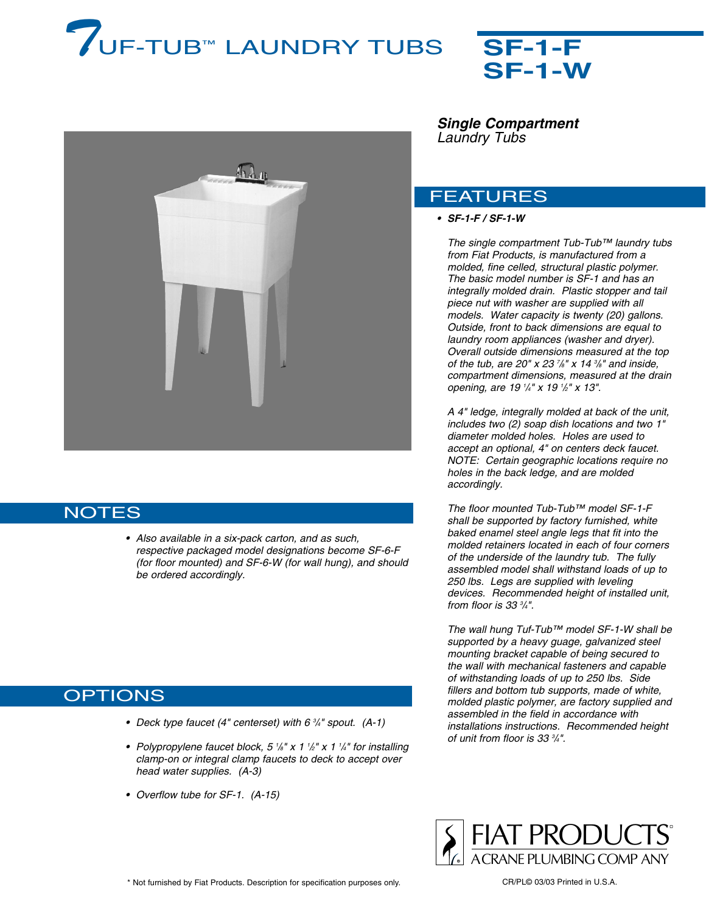# TUF-TUB™ LAUNDRY TUBS

# SF-1-F
# SF-1-W

***Single Compartment***
*Laundry Tubs*

## FEATURES

- ***SF-1-F / SF-1-W***

*The single compartment Tub-Tub™ laundry tubs from Fiat Products, is manufactured from a molded, fine celled, structural plastic polymer. The basic model number is SF-1 and has an integrally molded drain. Plastic stopper and tail piece nut with washer are supplied with all models. Water capacity is twenty (20) gallons. Outside, front to back dimensions are equal to laundry room appliances (washer and dryer). Overall outside dimensions measured at the top of the tub, are 20" x 23 7/8" x 14 3/8" and inside, compartment dimensions, measured at the drain opening, are 19 1/4" x 19 1/2" x 13".*

*A 4" ledge, integrally molded at back of the unit, includes two (2) soap dish locations and two 1" diameter molded holes. Holes are used to accept an optional, 4" on centers deck faucet. NOTE: Certain geographic locations require no holes in the back ledge, and are molded accordingly.*

*The floor mounted Tub-Tub™ model SF-1-F shall be supported by factory furnished, white baked enamel steel angle legs that fit into the molded retainers located in each of four corners of the underside of the laundry tub. The fully assembled model shall withstand loads of up to 250 lbs. Legs are supplied with leveling devices. Recommended height of installed unit, from floor is 33 3/4".*

*The wall hung Tuf-Tub™ model SF-1-W shall be supported by a heavy guage, galvanized steel mounting bracket capable of being secured to the wall with mechanical fasteners and capable of withstanding loads of up to 250 lbs. Side fillers and bottom tub supports, made of white, molded plastic polymer, are factory supplied and assembled in the field in accordance with installations instructions. Recommended height of unit from floor is 33 3/4".*

## NOTES

- *Also available in a six-pack carton, and as such, respective packaged model designations become SF-6-F (for floor mounted) and SF-6-W (for wall hung), and should be ordered accordingly.*

## OPTIONS

- *Deck type faucet (4" centerset) with 6 3/4" spout. (A-1)*
- *Polypropylene faucet block, 5 1/8" x 1 1/2" x 1 1/4" for installing clamp-on or integral clamp faucets to deck to accept over head water supplies. (A-3)*
- *Overflow tube for SF-1. (A-15)*

FIAT PRODUCTS
A CRANE PLUMBING COMPANY

\* Not furnished by Fiat Products. Description for specification purposes only.

CR/PL© 03/03 Printed in U.S.A.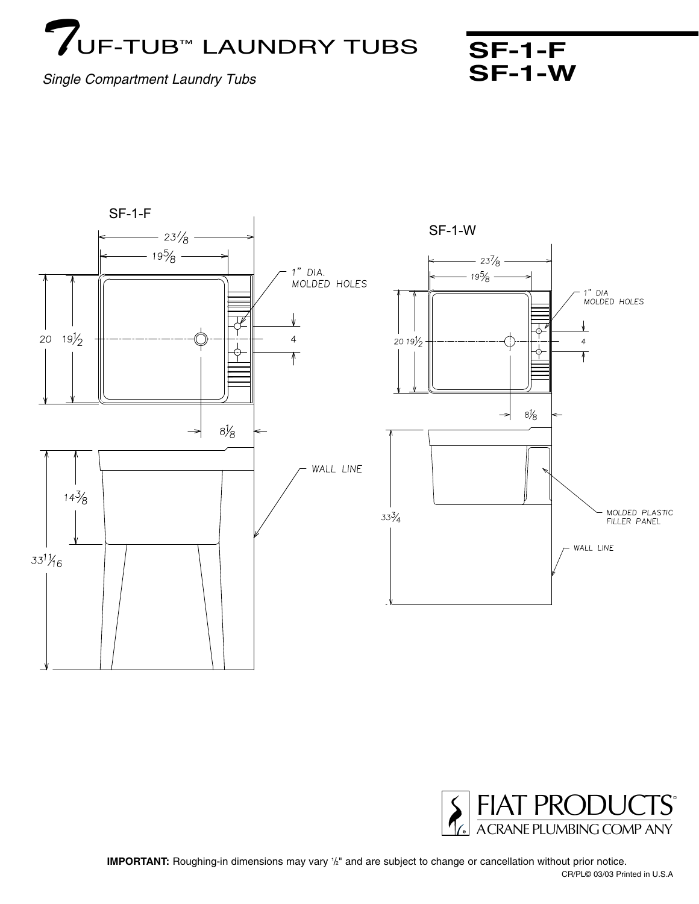# TUF-TUB™ LAUNDRY TUBS

*Single Compartment Laundry Tubs*

# SF-1-F
# SF-1-W

SF-1-F

23⅛

19⅝

1" DIA.
MOLDED HOLES

20

19½

4

8⅛

14⅜

33¹¹⁄₁₆

WALL LINE

SF-1-W

23⅞

19⅝

1" DIA
MOLDED HOLES

20 19½

4

8⅛

33¾

MOLDED PLASTIC
FILLER PANEL

WALL LINE

FIAT PRODUCTS
A CRANE PLUMBING COMPANY

**IMPORTANT:** Roughing-in dimensions may vary ½" and are subject to change or cancellation without prior notice.

CR/PL© 03/03 Printed in U.S.A